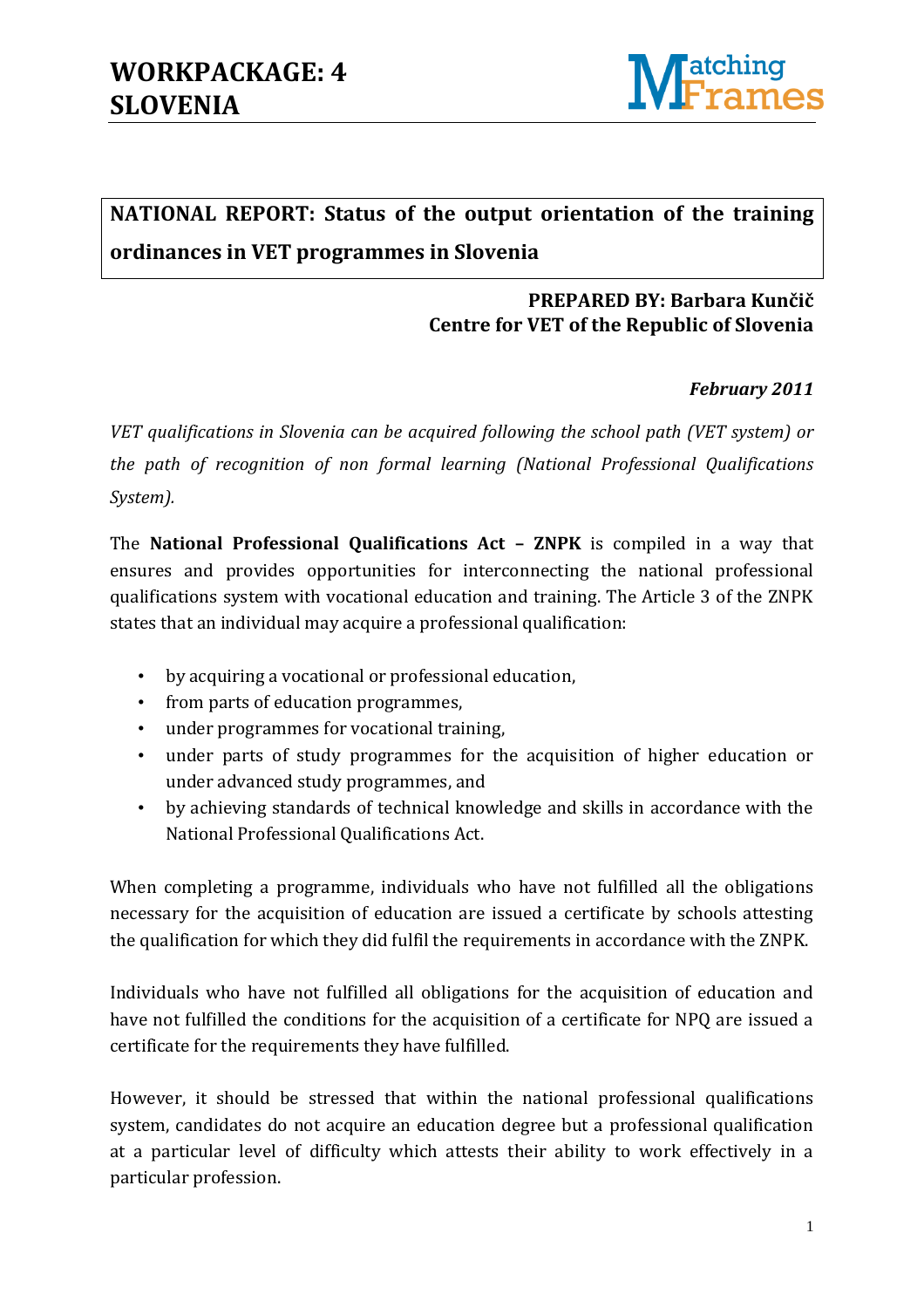# WORKPACKAGE: 4
# SLOVENIA

**NATIONAL REPORT: Status of the output orientation of the training ordinances in VET programmes in Slovenia**

**PREPARED BY: Barbara Kunčič**
**Centre for VET of the Republic of Slovenia**

***February 2011***

*VET qualifications in Slovenia can be acquired following the school path (VET system) or the path of recognition of non formal learning (National Professional Qualifications System).*

The **National Professional Qualifications Act – ZNPK** is compiled in a way that ensures and provides opportunities for interconnecting the national professional qualifications system with vocational education and training. The Article 3 of the ZNPK states that an individual may acquire a professional qualification:

- by acquiring a vocational or professional education,
- from parts of education programmes,
- under programmes for vocational training,
- under parts of study programmes for the acquisition of higher education or under advanced study programmes, and
- by achieving standards of technical knowledge and skills in accordance with the National Professional Qualifications Act.

When completing a programme, individuals who have not fulfilled all the obligations necessary for the acquisition of education are issued a certificate by schools attesting the qualification for which they did fulfil the requirements in accordance with the ZNPK.

Individuals who have not fulfilled all obligations for the acquisition of education and have not fulfilled the conditions for the acquisition of a certificate for NPQ are issued a certificate for the requirements they have fulfilled.

However, it should be stressed that within the national professional qualifications system, candidates do not acquire an education degree but a professional qualification at a particular level of difficulty which attests their ability to work effectively in a particular profession.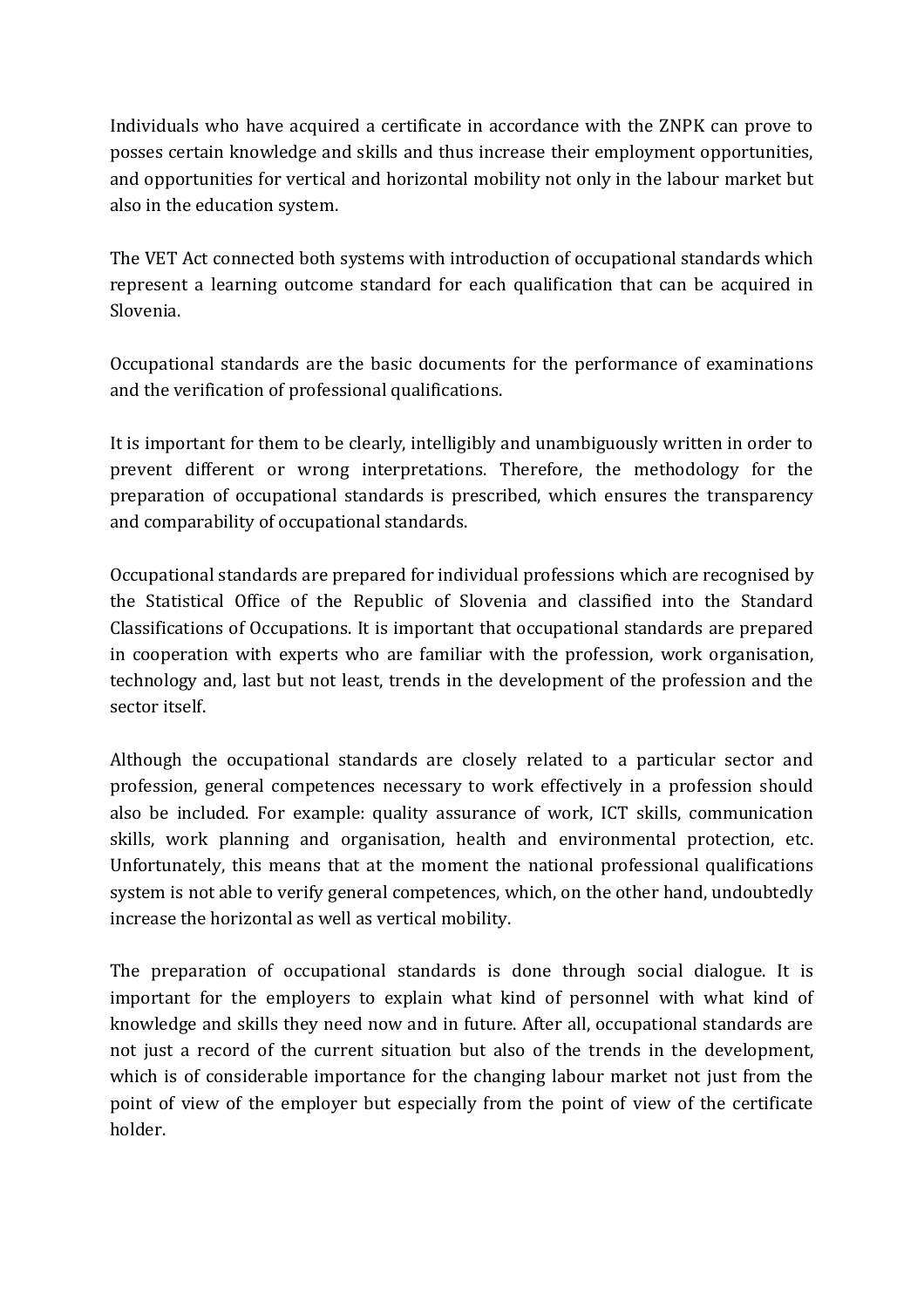Individuals who have acquired a certificate in accordance with the ZNPK can prove to posses certain knowledge and skills and thus increase their employment opportunities, and opportunities for vertical and horizontal mobility not only in the labour market but also in the education system.

The VET Act connected both systems with introduction of occupational standards which represent a learning outcome standard for each qualification that can be acquired in Slovenia.

Occupational standards are the basic documents for the performance of examinations and the verification of professional qualifications.

It is important for them to be clearly, intelligibly and unambiguously written in order to prevent different or wrong interpretations. Therefore, the methodology for the preparation of occupational standards is prescribed, which ensures the transparency and comparability of occupational standards.

Occupational standards are prepared for individual professions which are recognised by the Statistical Office of the Republic of Slovenia and classified into the Standard Classifications of Occupations. It is important that occupational standards are prepared in cooperation with experts who are familiar with the profession, work organisation, technology and, last but not least, trends in the development of the profession and the sector itself.

Although the occupational standards are closely related to a particular sector and profession, general competences necessary to work effectively in a profession should also be included. For example: quality assurance of work, ICT skills, communication skills, work planning and organisation, health and environmental protection, etc. Unfortunately, this means that at the moment the national professional qualifications system is not able to verify general competences, which, on the other hand, undoubtedly increase the horizontal as well as vertical mobility.

The preparation of occupational standards is done through social dialogue. It is important for the employers to explain what kind of personnel with what kind of knowledge and skills they need now and in future. After all, occupational standards are not just a record of the current situation but also of the trends in the development, which is of considerable importance for the changing labour market not just from the point of view of the employer but especially from the point of view of the certificate holder.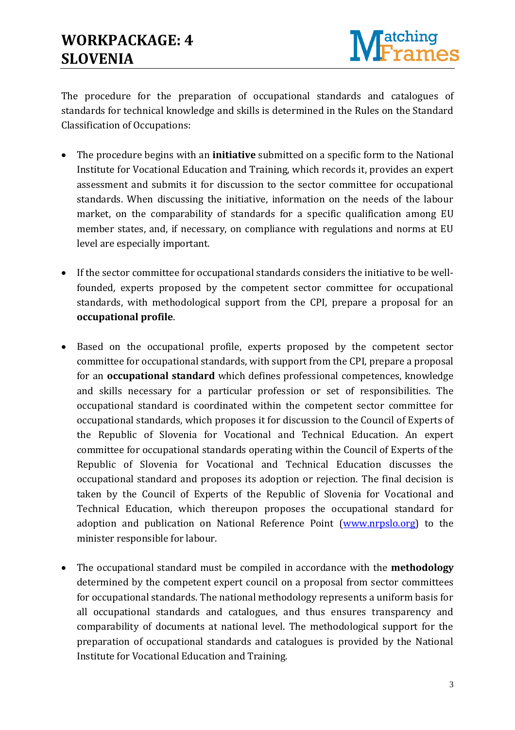The procedure for the preparation of occupational standards and catalogues of standards for technical knowledge and skills is determined in the Rules on the Standard Classification of Occupations:

- The procedure begins with an **initiative** submitted on a specific form to the National Institute for Vocational Education and Training, which records it, provides an expert assessment and submits it for discussion to the sector committee for occupational standards. When discussing the initiative, information on the needs of the labour market, on the comparability of standards for a specific qualification among EU member states, and, if necessary, on compliance with regulations and norms at EU level are especially important.

- If the sector committee for occupational standards considers the initiative to be well-founded, experts proposed by the competent sector committee for occupational standards, with methodological support from the CPI, prepare a proposal for an **occupational profile**.

- Based on the occupational profile, experts proposed by the competent sector committee for occupational standards, with support from the CPI, prepare a proposal for an **occupational standard** which defines professional competences, knowledge and skills necessary for a particular profession or set of responsibilities. The occupational standard is coordinated within the competent sector committee for occupational standards, which proposes it for discussion to the Council of Experts of the Republic of Slovenia for Vocational and Technical Education. An expert committee for occupational standards operating within the Council of Experts of the Republic of Slovenia for Vocational and Technical Education discusses the occupational standard and proposes its adoption or rejection. The final decision is taken by the Council of Experts of the Republic of Slovenia for Vocational and Technical Education, which thereupon proposes the occupational standard for adoption and publication on National Reference Point ([www.nrpslo.org](www.nrpslo.org)) to the minister responsible for labour.

- The occupational standard must be compiled in accordance with the **methodology** determined by the competent expert council on a proposal from sector committees for occupational standards. The national methodology represents a uniform basis for all occupational standards and catalogues, and thus ensures transparency and comparability of documents at national level. The methodological support for the preparation of occupational standards and catalogues is provided by the National Institute for Vocational Education and Training.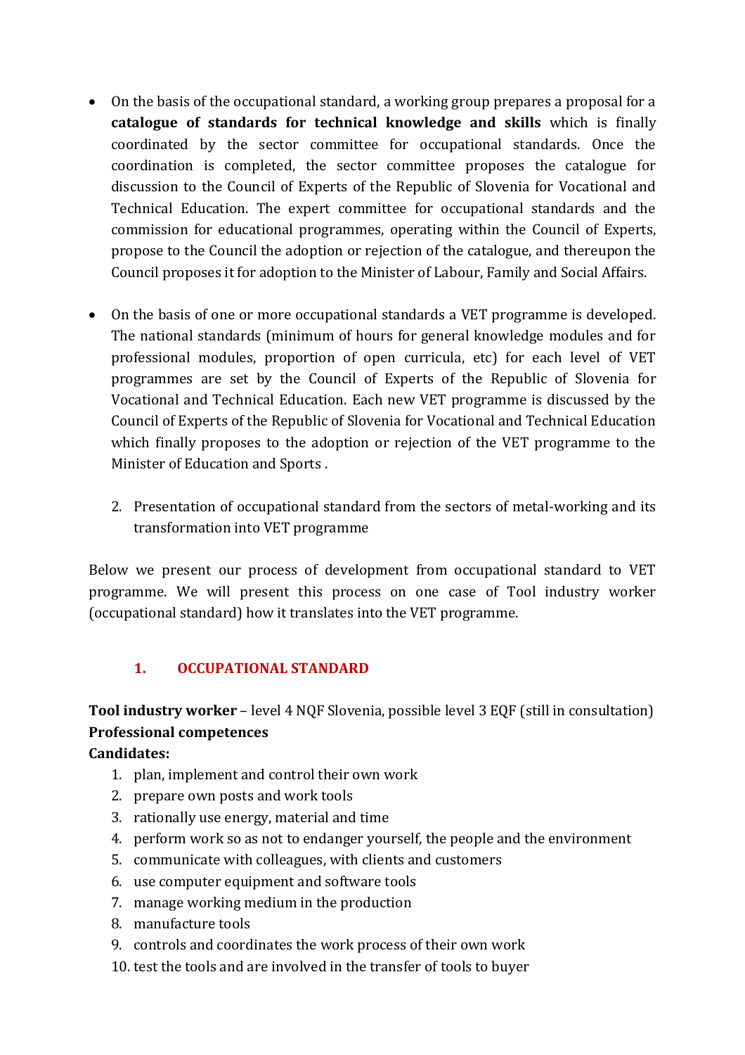- On the basis of the occupational standard, a working group prepares a proposal for a **catalogue of standards for technical knowledge and skills** which is finally coordinated by the sector committee for occupational standards. Once the coordination is completed, the sector committee proposes the catalogue for discussion to the Council of Experts of the Republic of Slovenia for Vocational and Technical Education. The expert committee for occupational standards and the commission for educational programmes, operating within the Council of Experts, propose to the Council the adoption or rejection of the catalogue, and thereupon the Council proposes it for adoption to the Minister of Labour, Family and Social Affairs.

- On the basis of one or more occupational standards a VET programme is developed. The national standards (minimum of hours for general knowledge modules and for professional modules, proportion of open curricula, etc) for each level of VET programmes are set by the Council of Experts of the Republic of Slovenia for Vocational and Technical Education. Each new VET programme is discussed by the Council of Experts of the Republic of Slovenia for Vocational and Technical Education which finally proposes to the adoption or rejection of the VET programme to the Minister of Education and Sports .

2. Presentation of occupational standard from the sectors of metal-working and its transformation into VET programme

Below we present our process of development from occupational standard to VET programme. We will present this process on one case of Tool industry worker (occupational standard) how it translates into the VET programme.

## 1. OCCUPATIONAL STANDARD

**Tool industry worker** – level 4 NQF Slovenia, possible level 3 EQF (still in consultation)
**Professional competences**
**Candidates:**

1. plan, implement and control their own work
2. prepare own posts and work tools
3. rationally use energy, material and time
4. perform work so as not to endanger yourself, the people and the environment
5. communicate with colleagues, with clients and customers
6. use computer equipment and software tools
7. manage working medium in the production
8. manufacture tools
9. controls and coordinates the work process of their own work
10. test the tools and are involved in the transfer of tools to buyer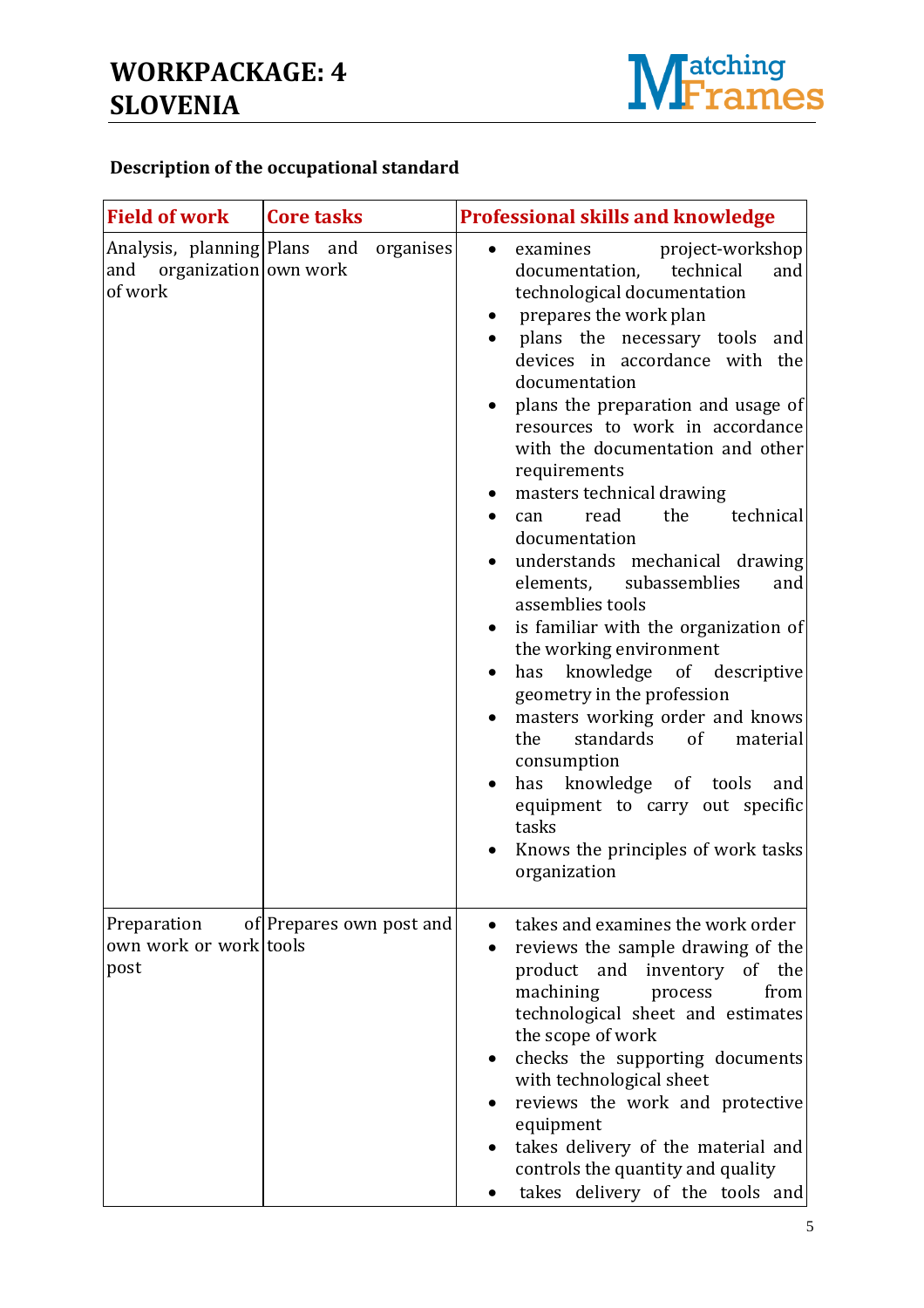# WORKPACKAGE: 4 SLOVENIA

**Description of the occupational standard**

| Field of work | Core tasks | Professional skills and knowledge |
|---|---|---|
| Analysis, planning and organization of work | Plans and organises own work | • examines project-workshop documentation, technical and technological documentation<br>• prepares the work plan<br>• plans the necessary tools and devices in accordance with the documentation<br>• plans the preparation and usage of resources to work in accordance with the documentation and other requirements<br>• masters technical drawing<br>• can read the technical documentation<br>• understands mechanical drawing elements, subassemblies and assemblies tools<br>• is familiar with the organization of the working environment<br>• has knowledge of descriptive geometry in the profession<br>• masters working order and knows the standards of material consumption<br>• has knowledge of tools and equipment to carry out specific tasks<br>• Knows the principles of work tasks organization |
| Preparation of own work or work post | Prepares own post and tools | • takes and examines the work order<br>• reviews the sample drawing of the product and inventory of the machining process from technological sheet and estimates the scope of work<br>• checks the supporting documents with technological sheet<br>• reviews the work and protective equipment<br>• takes delivery of the material and controls the quantity and quality<br>• takes delivery of the tools and |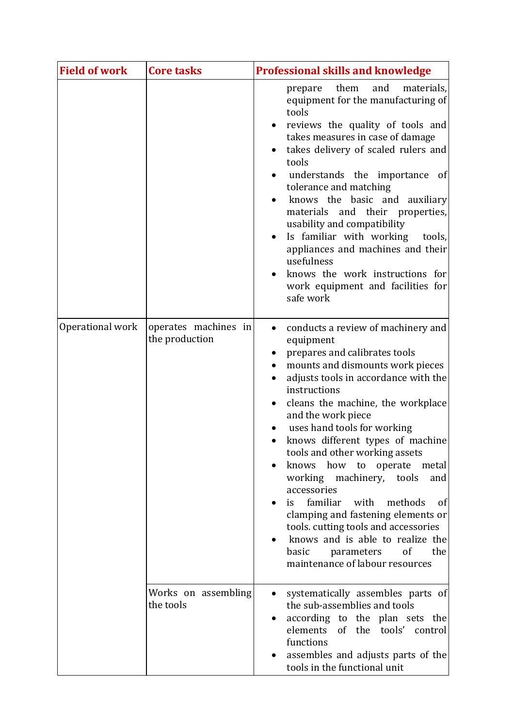| Field of work | Core tasks | Professional skills and knowledge |
|---|---|---|
| | | prepare them and materials, equipment for the manufacturing of tools<br>• reviews the quality of tools and takes measures in case of damage<br>• takes delivery of scaled rulers and tools<br>• understands the importance of tolerance and matching<br>• knows the basic and auxiliary materials and their properties, usability and compatibility<br>• Is familiar with working tools, appliances and machines and their usefulness<br>• knows the work instructions for work equipment and facilities for safe work |
| Operational work | operates machines in the production | • conducts a review of machinery and equipment<br>• prepares and calibrates tools<br>• mounts and dismounts work pieces<br>• adjusts tools in accordance with the instructions<br>• cleans the machine, the workplace and the work piece<br>• uses hand tools for working<br>• knows different types of machine tools and other working assets<br>• knows how to operate metal working machinery, tools and accessories<br>• is familiar with methods of clamping and fastening elements or tools. cutting tools and accessories<br>• knows and is able to realize the basic parameters of the maintenance of labour resources |
| | Works on assembling the tools | • systematically assembles parts of the sub-assemblies and tools<br>• according to the plan sets the elements of the tools' control functions<br>• assembles and adjusts parts of the tools in the functional unit |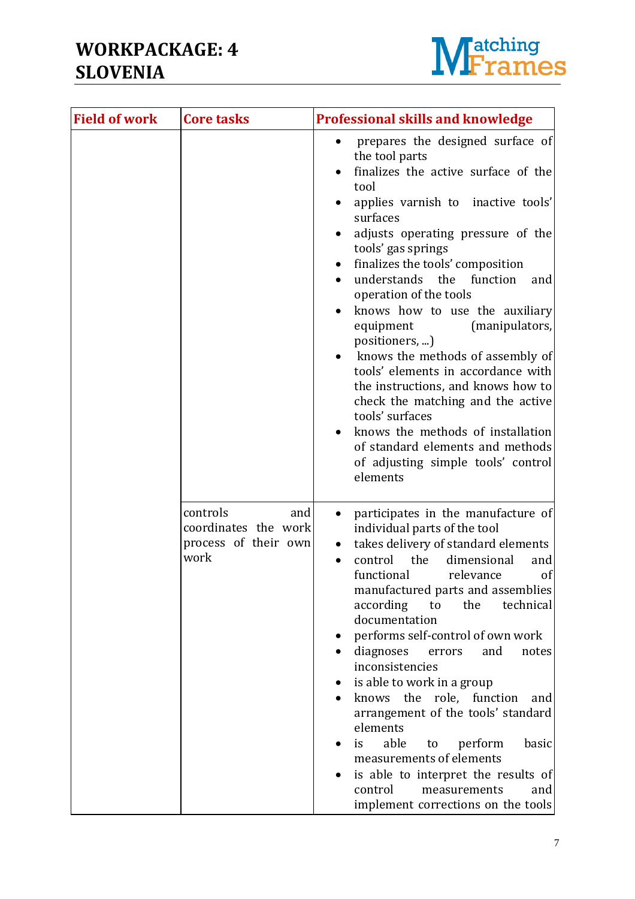| Field of work | Core tasks | Professional skills and knowledge |
|---|---|---|
| | | • prepares the designed surface of the tool parts<br>• finalizes the active surface of the tool<br>• applies varnish to inactive tools' surfaces<br>• adjusts operating pressure of the tools' gas springs<br>• finalizes the tools' composition<br>• understands the function and operation of the tools<br>• knows how to use the auxiliary equipment (manipulators, positioners, ...)<br>• knows the methods of assembly of tools' elements in accordance with the instructions, and knows how to check the matching and the active tools' surfaces<br>• knows the methods of installation of standard elements and methods of adjusting simple tools' control elements |
| | controls and coordinates the work process of their own work | • participates in the manufacture of individual parts of the tool<br>• takes delivery of standard elements<br>• control the dimensional and functional relevance of manufactured parts and assemblies according to the technical documentation<br>• performs self-control of own work<br>• diagnoses errors and notes inconsistencies<br>• is able to work in a group<br>• knows the role, function and arrangement of the tools' standard elements<br>• is able to perform basic measurements of elements<br>• is able to interpret the results of control measurements and implement corrections on the tools |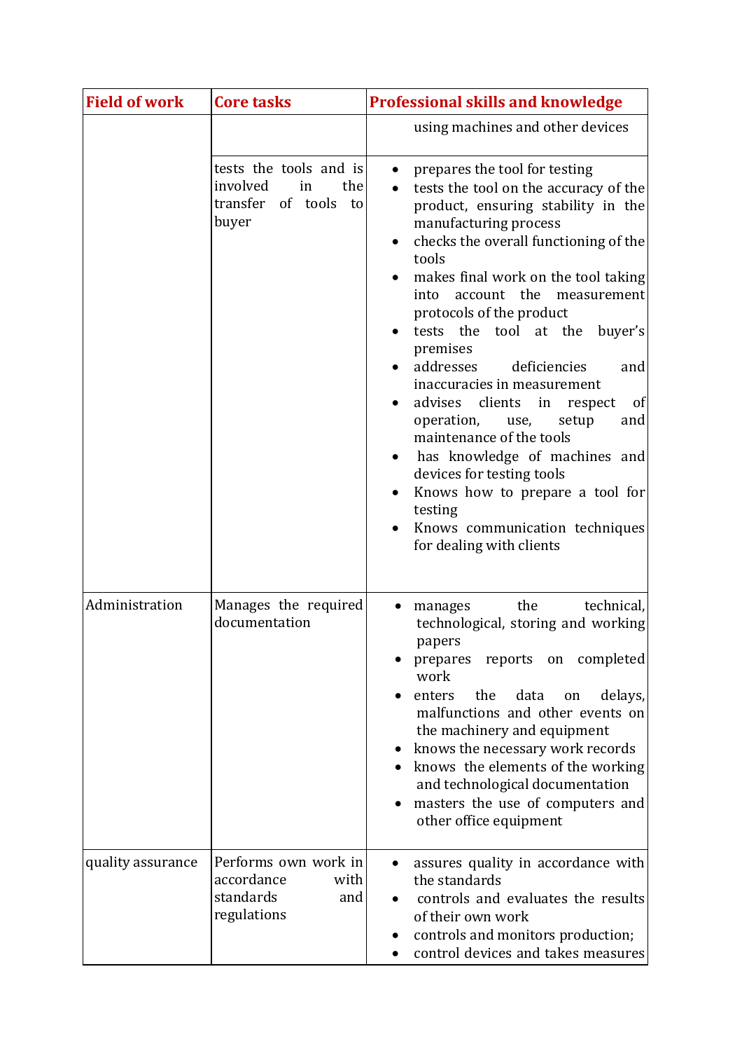| Field of work | Core tasks | Professional skills and knowledge |
|---|---|---|
| | | using machines and other devices |
| | tests the tools and is involved in the transfer of tools to buyer | • prepares the tool for testing<br>• tests the tool on the accuracy of the product, ensuring stability in the manufacturing process<br>• checks the overall functioning of the tools<br>• makes final work on the tool taking into account the measurement protocols of the product<br>• tests the tool at the buyer's premises<br>• addresses deficiencies and inaccuracies in measurement<br>• advises clients in respect of operation, use, setup and maintenance of the tools<br>• has knowledge of machines and devices for testing tools<br>• Knows how to prepare a tool for testing<br>• Knows communication techniques for dealing with clients |
| Administration | Manages the required documentation | • manages the technical, technological, storing and working papers<br>• prepares reports on completed work<br>• enters the data on delays, malfunctions and other events on the machinery and equipment<br>• knows the necessary work records<br>• knows the elements of the working and technological documentation<br>• masters the use of computers and other office equipment |
| quality assurance | Performs own work in accordance with standards and regulations | • assures quality in accordance with the standards<br>• controls and evaluates the results of their own work<br>• controls and monitors production;<br>• control devices and takes measures |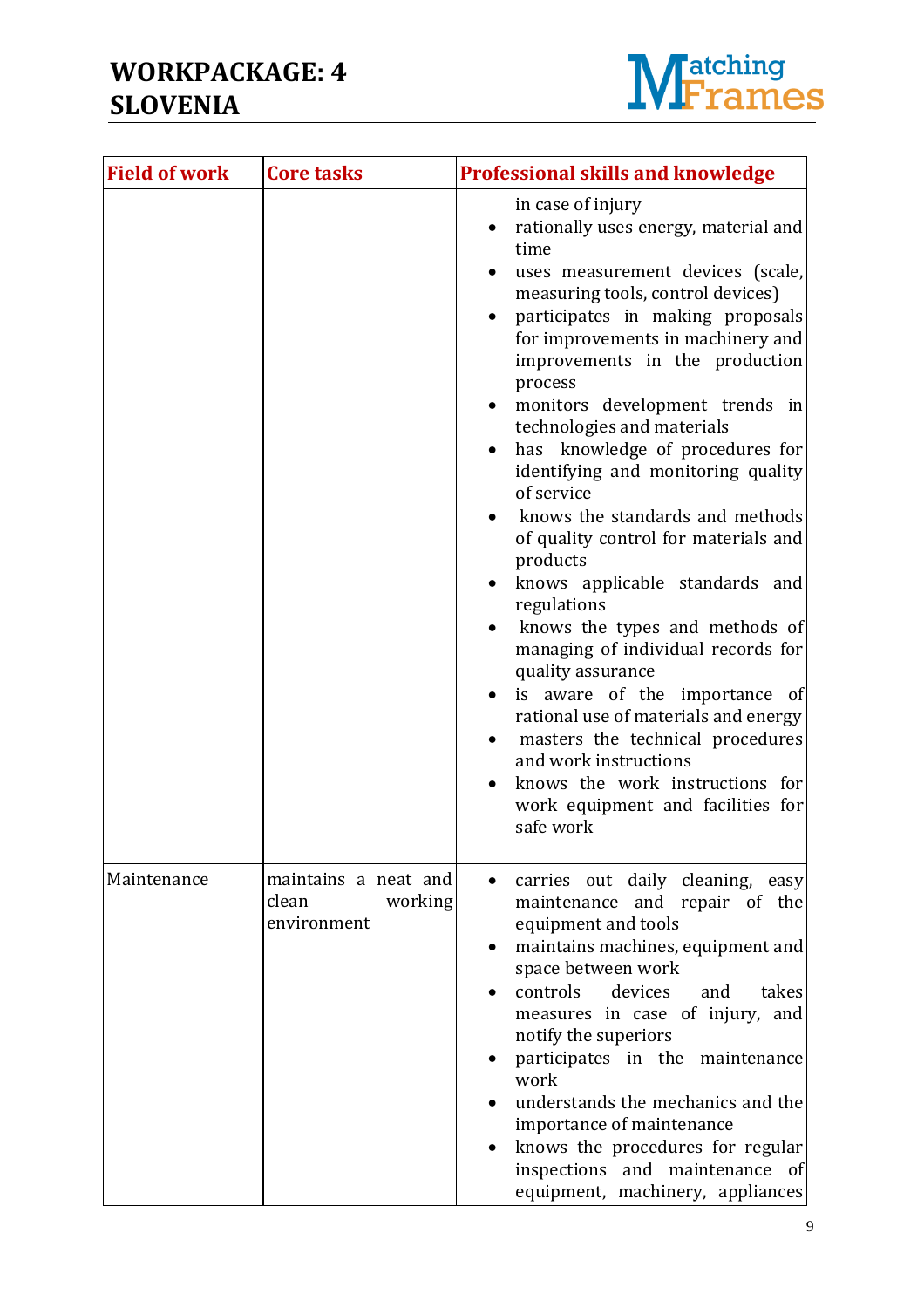| Field of work | Core tasks | Professional skills and knowledge |
|---|---|---|
| | | in case of injury<br>• rationally uses energy, material and time<br>• uses measurement devices (scale, measuring tools, control devices)<br>• participates in making proposals for improvements in machinery and improvements in the production process<br>• monitors development trends in technologies and materials<br>• has knowledge of procedures for identifying and monitoring quality of service<br>• knows the standards and methods of quality control for materials and products<br>• knows applicable standards and regulations<br>• knows the types and methods of managing of individual records for quality assurance<br>• is aware of the importance of rational use of materials and energy<br>• masters the technical procedures and work instructions<br>• knows the work instructions for work equipment and facilities for safe work |
| Maintenance | maintains a neat and clean working environment | • carries out daily cleaning, easy maintenance and repair of the equipment and tools<br>• maintains machines, equipment and space between work<br>• controls devices and takes measures in case of injury, and notify the superiors<br>• participates in the maintenance work<br>• understands the mechanics and the importance of maintenance<br>• knows the procedures for regular inspections and maintenance of equipment, machinery, appliances |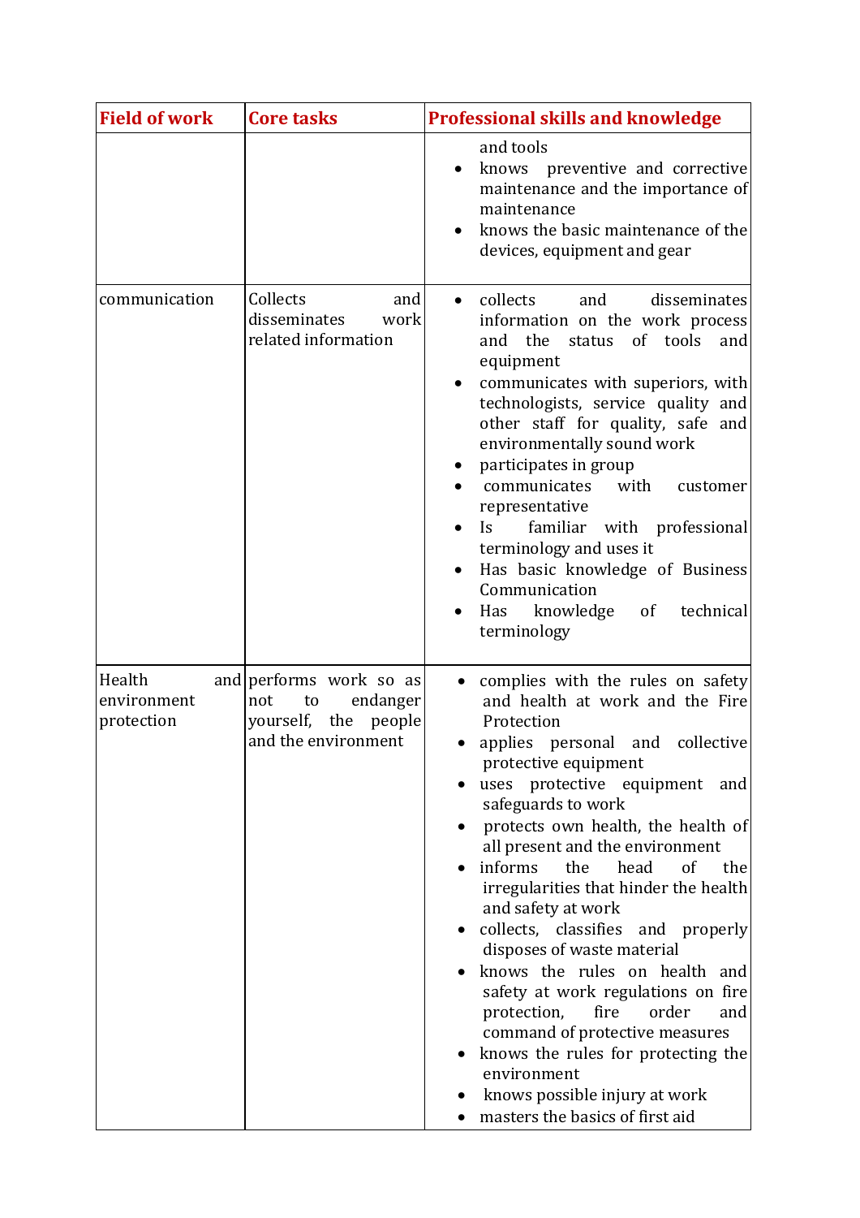| Field of work | Core tasks | Professional skills and knowledge |
|---|---|---|
| | | and tools<br>• knows preventive and corrective maintenance and the importance of maintenance<br>• knows the basic maintenance of the devices, equipment and gear |
| communication | Collects and disseminates work related information | • collects and disseminates information on the work process and the status of tools and equipment<br>• communicates with superiors, with technologists, service quality and other staff for quality, safe and environmentally sound work<br>• participates in group<br>• communicates with customer representative<br>• Is familiar with professional terminology and uses it<br>• Has basic knowledge of Business Communication<br>• Has knowledge of technical terminology |
| Health and environment protection | performs work so as not to endanger yourself, the people and the environment | • complies with the rules on safety and health at work and the Fire Protection<br>• applies personal and collective protective equipment<br>• uses protective equipment and safeguards to work<br>• protects own health, the health of all present and the environment<br>• informs the head of the irregularities that hinder the health and safety at work<br>• collects, classifies and properly disposes of waste material<br>• knows the rules on health and safety at work regulations on fire protection, fire order and command of protective measures<br>• knows the rules for protecting the environment<br>• knows possible injury at work<br>• masters the basics of first aid |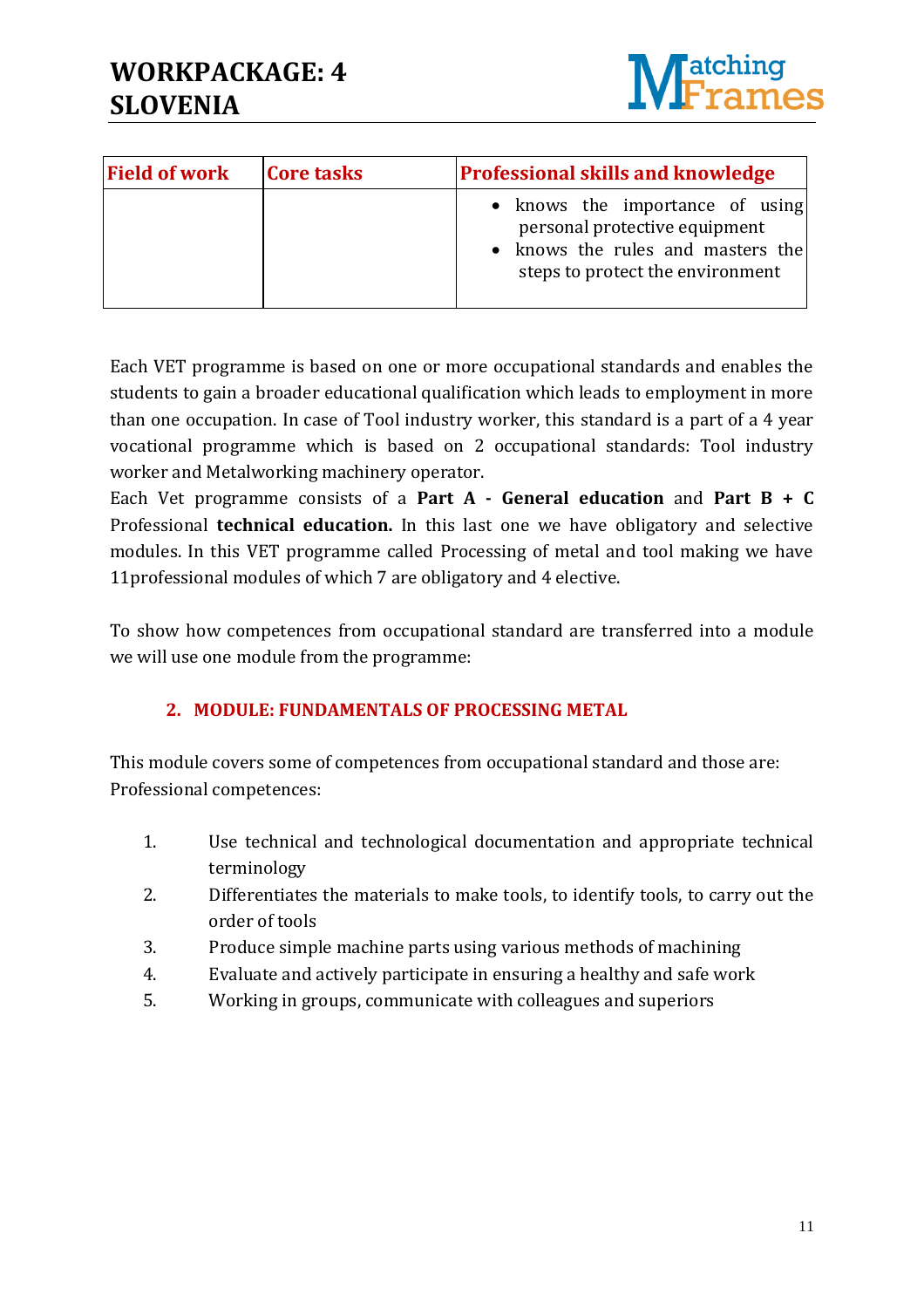| Field of work | Core tasks | Professional skills and knowledge |
|---|---|---|
| | | • knows the importance of using personal protective equipment<br>• knows the rules and masters the steps to protect the environment |

Each VET programme is based on one or more occupational standards and enables the students to gain a broader educational qualification which leads to employment in more than one occupation. In case of Tool industry worker, this standard is a part of a 4 year vocational programme which is based on 2 occupational standards: Tool industry worker and Metalworking machinery operator.
Each Vet programme consists of a **Part A - General education** and **Part B + C** Professional **technical education.** In this last one we have obligatory and selective modules. In this VET programme called Processing of metal and tool making we have 11professional modules of which 7 are obligatory and 4 elective.

To show how competences from occupational standard are transferred into a module we will use one module from the programme:

## 2. MODULE: FUNDAMENTALS OF PROCESSING METAL

This module covers some of competences from occupational standard and those are:
Professional competences:

1. Use technical and technological documentation and appropriate technical terminology
2. Differentiates the materials to make tools, to identify tools, to carry out the order of tools
3. Produce simple machine parts using various methods of machining
4. Evaluate and actively participate in ensuring a healthy and safe work
5. Working in groups, communicate with colleagues and superiors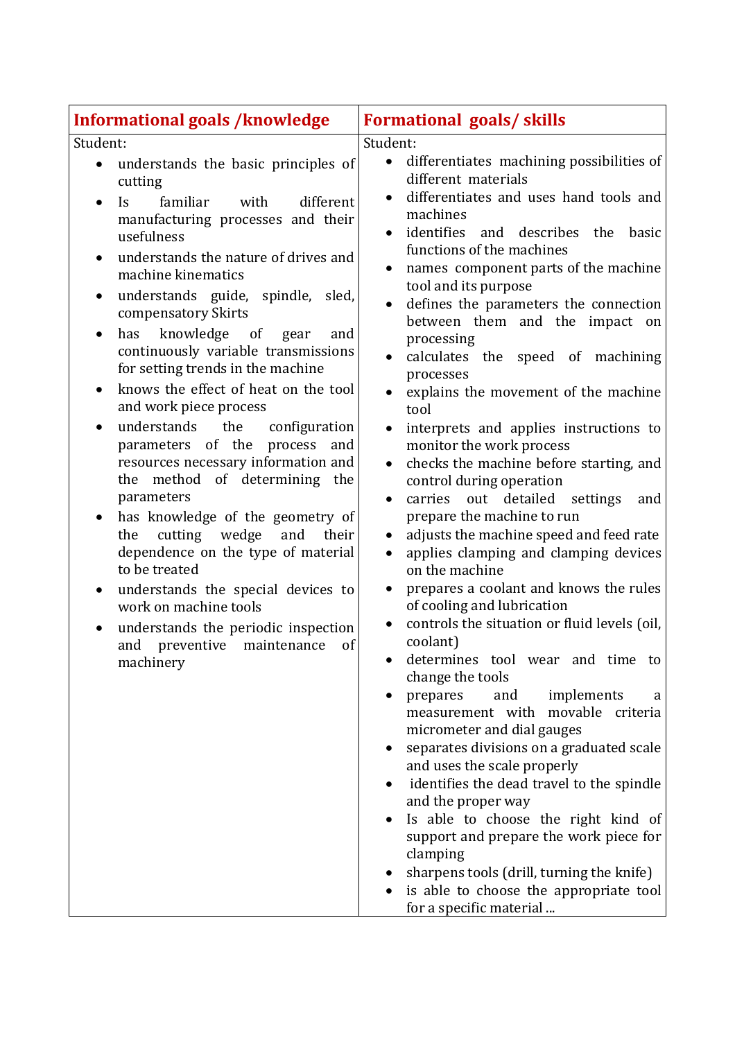| Informational goals /knowledge | Formational goals/ skills |
|---|---|
| Student:<br>• understands the basic principles of cutting<br>• Is familiar with different manufacturing processes and their usefulness<br>• understands the nature of drives and machine kinematics<br>• understands guide, spindle, sled, compensatory Skirts<br>• has knowledge of gear and continuously variable transmissions for setting trends in the machine<br>• knows the effect of heat on the tool and work piece process<br>• understands the configuration parameters of the process and resources necessary information and the method of determining the parameters<br>• has knowledge of the geometry of the cutting wedge and their dependence on the type of material to be treated<br>• understands the special devices to work on machine tools<br>• understands the periodic inspection and preventive maintenance of machinery | Student:<br>• differentiates machining possibilities of different materials<br>• differentiates and uses hand tools and machines<br>• identifies and describes the basic functions of the machines<br>• names component parts of the machine tool and its purpose<br>• defines the parameters the connection between them and the impact on processing<br>• calculates the speed of machining processes<br>• explains the movement of the machine tool<br>• interprets and applies instructions to monitor the work process<br>• checks the machine before starting, and control during operation<br>• carries out detailed settings and prepare the machine to run<br>• adjusts the machine speed and feed rate<br>• applies clamping and clamping devices on the machine<br>• prepares a coolant and knows the rules of cooling and lubrication<br>• controls the situation or fluid levels (oil, coolant)<br>• determines tool wear and time to change the tools<br>• prepares and implements a measurement with movable criteria micrometer and dial gauges<br>• separates divisions on a graduated scale and uses the scale properly<br>• identifies the dead travel to the spindle and the proper way<br>• Is able to choose the right kind of support and prepare the work piece for clamping<br>• sharpens tools (drill, turning the knife)<br>• is able to choose the appropriate tool for a specific material ... |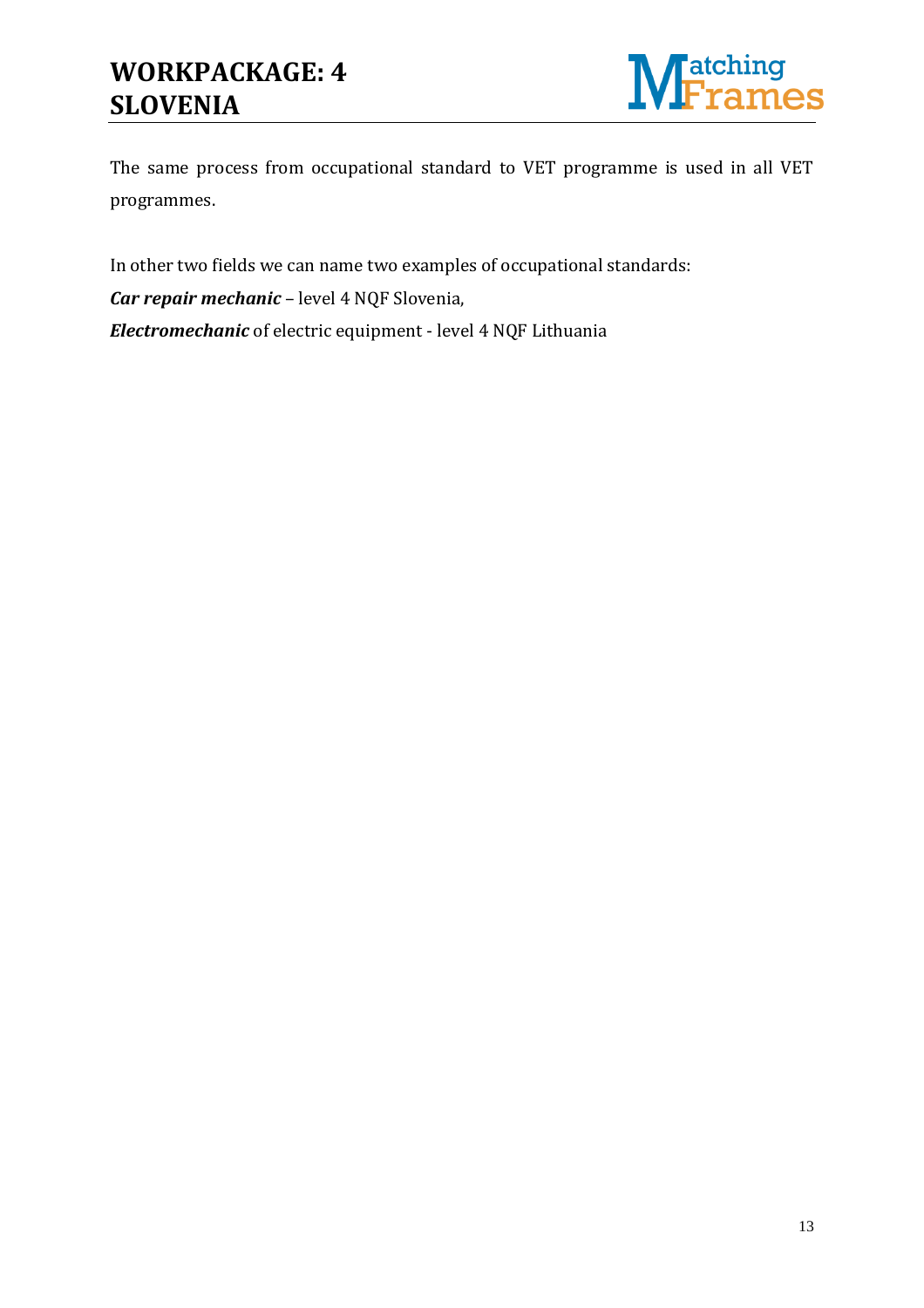The same process from occupational standard to VET programme is used in all VET programmes.

In other two fields we can name two examples of occupational standards:

***Car repair mechanic*** – level 4 NQF Slovenia,

***Electromechanic*** of electric equipment - level 4 NQF Lithuania